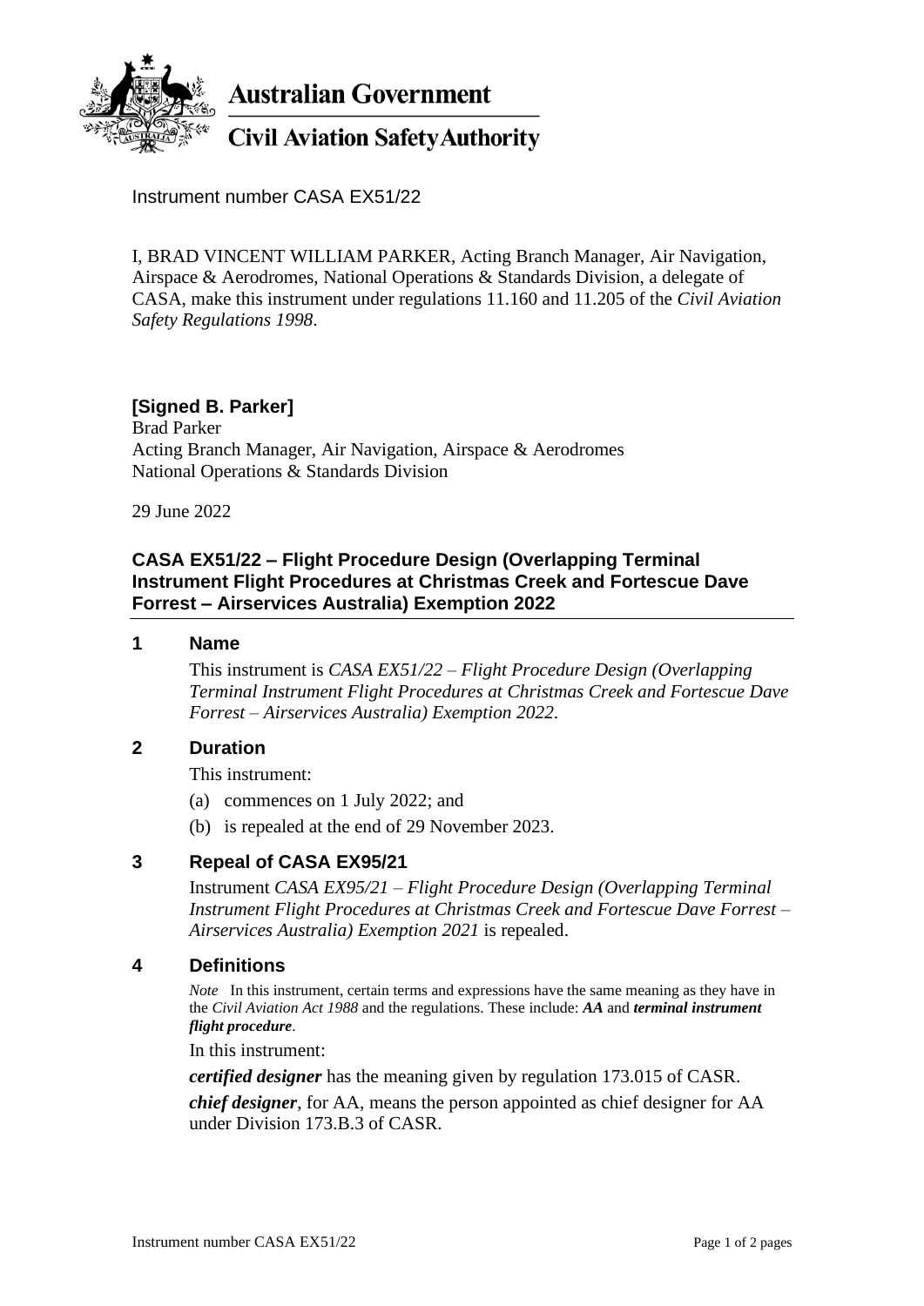**Australian Government**

**Civil Aviation Safety Authority**

Instrument number CASA EX51/22

I, BRAD VINCENT WILLIAM PARKER, Acting Branch Manager, Air Navigation, Airspace & Aerodromes, National Operations & Standards Division, a delegate of CASA, make this instrument under regulations 11.160 and 11.205 of the *Civil Aviation Safety Regulations 1998*.

**[Signed B. Parker]**
Brad Parker
Acting Branch Manager, Air Navigation, Airspace & Aerodromes
National Operations & Standards Division

29 June 2022

## CASA EX51/22 – Flight Procedure Design (Overlapping Terminal Instrument Flight Procedures at Christmas Creek and Fortescue Dave Forrest – Airservices Australia) Exemption 2022

### 1 Name

This instrument is *CASA EX51/22 – Flight Procedure Design (Overlapping Terminal Instrument Flight Procedures at Christmas Creek and Fortescue Dave Forrest – Airservices Australia) Exemption 2022*.

### 2 Duration

This instrument:

(a) commences on 1 July 2022; and

(b) is repealed at the end of 29 November 2023.

### 3 Repeal of CASA EX95/21

Instrument *CASA EX95/21 – Flight Procedure Design (Overlapping Terminal Instrument Flight Procedures at Christmas Creek and Fortescue Dave Forrest – Airservices Australia) Exemption 2021* is repealed.

### 4 Definitions

*Note* In this instrument, certain terms and expressions have the same meaning as they have in the *Civil Aviation Act 1988* and the regulations. These include: ***AA*** and ***terminal instrument flight procedure***.

In this instrument:

***certified designer*** has the meaning given by regulation 173.015 of CASR.

***chief designer***, for AA, means the person appointed as chief designer for AA under Division 173.B.3 of CASR.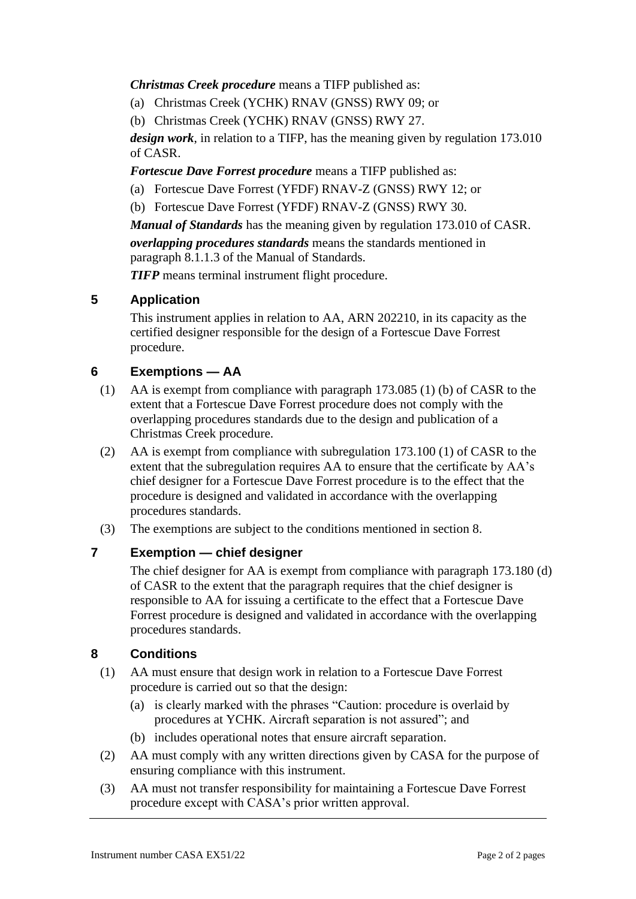***Christmas Creek procedure*** means a TIFP published as:

(a) Christmas Creek (YCHK) RNAV (GNSS) RWY 09; or

(b) Christmas Creek (YCHK) RNAV (GNSS) RWY 27.

***design work***, in relation to a TIFP, has the meaning given by regulation 173.010 of CASR.

***Fortescue Dave Forrest procedure*** means a TIFP published as:

(a) Fortescue Dave Forrest (YFDF) RNAV-Z (GNSS) RWY 12; or

(b) Fortescue Dave Forrest (YFDF) RNAV-Z (GNSS) RWY 30.

***Manual of Standards*** has the meaning given by regulation 173.010 of CASR.

***overlapping procedures standards*** means the standards mentioned in paragraph 8.1.1.3 of the Manual of Standards.

***TIFP*** means terminal instrument flight procedure.

## 5 Application

This instrument applies in relation to AA, ARN 202210, in its capacity as the certified designer responsible for the design of a Fortescue Dave Forrest procedure.

## 6 Exemptions — AA

(1) AA is exempt from compliance with paragraph 173.085 (1) (b) of CASR to the extent that a Fortescue Dave Forrest procedure does not comply with the overlapping procedures standards due to the design and publication of a Christmas Creek procedure.

(2) AA is exempt from compliance with subregulation 173.100 (1) of CASR to the extent that the subregulation requires AA to ensure that the certificate by AA's chief designer for a Fortescue Dave Forrest procedure is to the effect that the procedure is designed and validated in accordance with the overlapping procedures standards.

(3) The exemptions are subject to the conditions mentioned in section 8.

## 7 Exemption — chief designer

The chief designer for AA is exempt from compliance with paragraph 173.180 (d) of CASR to the extent that the paragraph requires that the chief designer is responsible to AA for issuing a certificate to the effect that a Fortescue Dave Forrest procedure is designed and validated in accordance with the overlapping procedures standards.

## 8 Conditions

(1) AA must ensure that design work in relation to a Fortescue Dave Forrest procedure is carried out so that the design:

(a) is clearly marked with the phrases "Caution: procedure is overlaid by procedures at YCHK. Aircraft separation is not assured"; and

(b) includes operational notes that ensure aircraft separation.

(2) AA must comply with any written directions given by CASA for the purpose of ensuring compliance with this instrument.

(3) AA must not transfer responsibility for maintaining a Fortescue Dave Forrest procedure except with CASA's prior written approval.